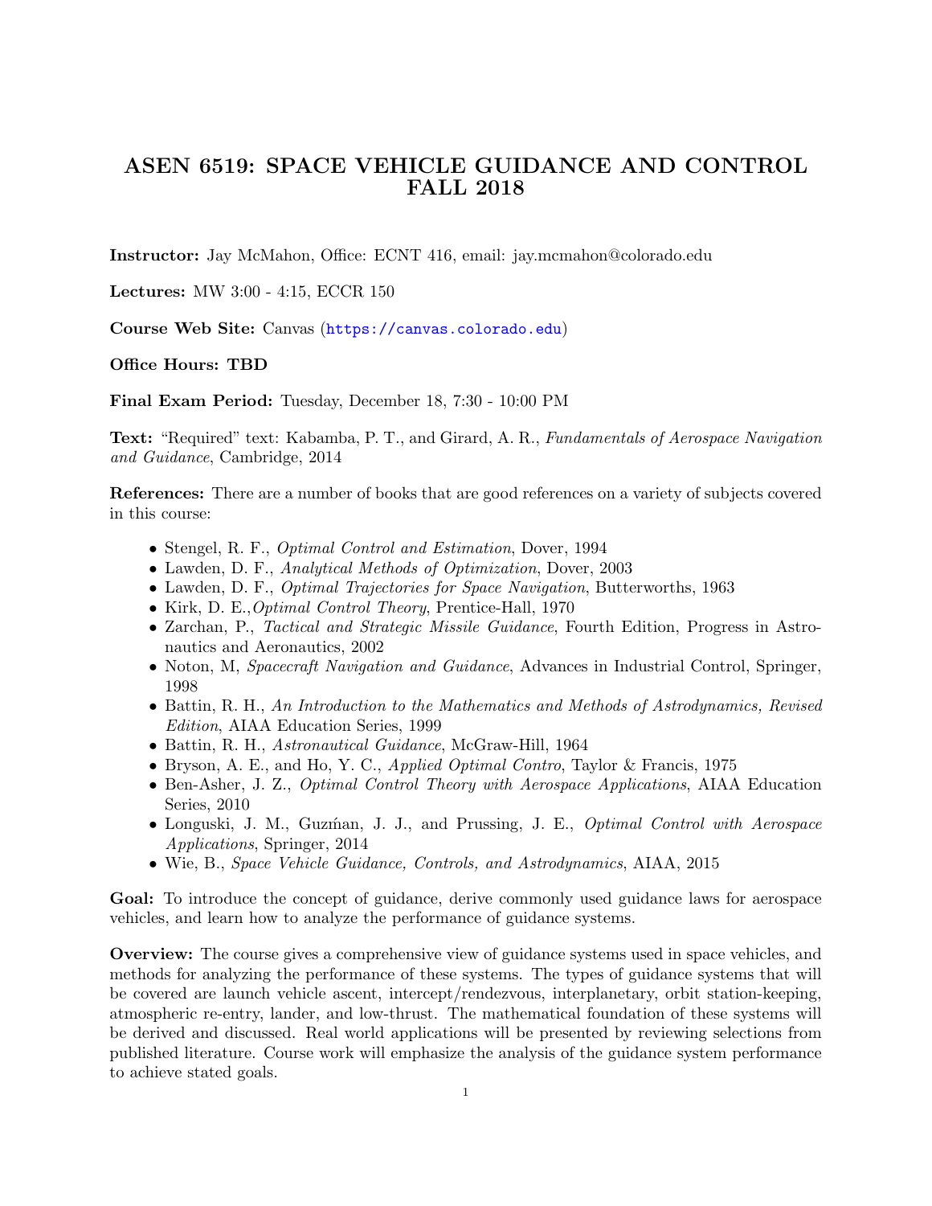# ASEN 6519: SPACE VEHICLE GUIDANCE AND CONTROL FALL 2018

**Instructor:** Jay McMahon, Office: ECNT 416, email: jay.mcmahon@colorado.edu

**Lectures:** MW 3:00 - 4:15, ECCR 150

**Course Web Site:** Canvas (https://canvas.colorado.edu)

**Office Hours: TBD**

**Final Exam Period:** Tuesday, December 18, 7:30 - 10:00 PM

**Text:** "Required" text: Kabamba, P. T., and Girard, A. R., *Fundamentals of Aerospace Navigation and Guidance*, Cambridge, 2014

**References:** There are a number of books that are good references on a variety of subjects covered in this course:

- Stengel, R. F., *Optimal Control and Estimation*, Dover, 1994
- Lawden, D. F., *Analytical Methods of Optimization*, Dover, 2003
- Lawden, D. F., *Optimal Trajectories for Space Navigation*, Butterworths, 1963
- Kirk, D. E.,*Optimal Control Theory*, Prentice-Hall, 1970
- Zarchan, P., *Tactical and Strategic Missile Guidance*, Fourth Edition, Progress in Astronautics and Aeronautics, 2002
- Noton, M, *Spacecraft Navigation and Guidance*, Advances in Industrial Control, Springer, 1998
- Battin, R. H., *An Introduction to the Mathematics and Methods of Astrodynamics, Revised Edition*, AIAA Education Series, 1999
- Battin, R. H., *Astronautical Guidance*, McGraw-Hill, 1964
- Bryson, A. E., and Ho, Y. C., *Applied Optimal Contro*, Taylor & Francis, 1975
- Ben-Asher, J. Z., *Optimal Control Theory with Aerospace Applications*, AIAA Education Series, 2010
- Longuski, J. M., Guzḿan, J. J., and Prussing, J. E., *Optimal Control with Aerospace Applications*, Springer, 2014
- Wie, B., *Space Vehicle Guidance, Controls, and Astrodynamics*, AIAA, 2015

**Goal:** To introduce the concept of guidance, derive commonly used guidance laws for aerospace vehicles, and learn how to analyze the performance of guidance systems.

**Overview:** The course gives a comprehensive view of guidance systems used in space vehicles, and methods for analyzing the performance of these systems. The types of guidance systems that will be covered are launch vehicle ascent, intercept/rendezvous, interplanetary, orbit station-keeping, atmospheric re-entry, lander, and low-thrust. The mathematical foundation of these systems will be derived and discussed. Real world applications will be presented by reviewing selections from published literature. Course work will emphasize the analysis of the guidance system performance to achieve stated goals.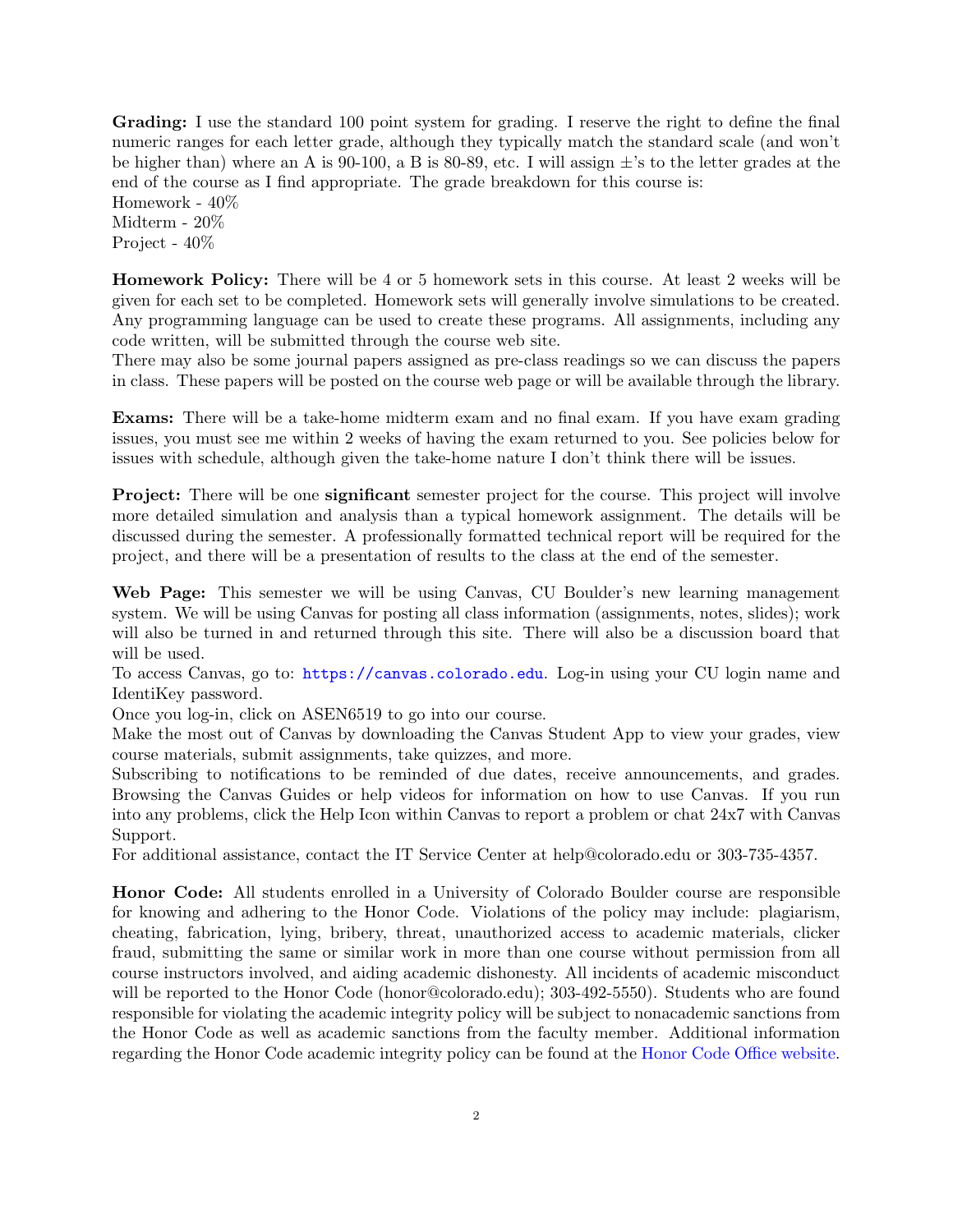**Grading:** I use the standard 100 point system for grading. I reserve the right to define the final numeric ranges for each letter grade, although they typically match the standard scale (and won't be higher than) where an A is 90-100, a B is 80-89, etc. I will assign $\pm$'s to the letter grades at the end of the course as I find appropriate. The grade breakdown for this course is:
Homework - 40%
Midterm - 20%
Project - 40%

**Homework Policy:** There will be 4 or 5 homework sets in this course. At least 2 weeks will be given for each set to be completed. Homework sets will generally involve simulations to be created. Any programming language can be used to create these programs. All assignments, including any code written, will be submitted through the course web site.
There may also be some journal papers assigned as pre-class readings so we can discuss the papers in class. These papers will be posted on the course web page or will be available through the library.

**Exams:** There will be a take-home midterm exam and no final exam. If you have exam grading issues, you must see me within 2 weeks of having the exam returned to you. See policies below for issues with schedule, although given the take-home nature I don't think there will be issues.

**Project:** There will be one **significant** semester project for the course. This project will involve more detailed simulation and analysis than a typical homework assignment. The details will be discussed during the semester. A professionally formatted technical report will be required for the project, and there will be a presentation of results to the class at the end of the semester.

**Web Page:** This semester we will be using Canvas, CU Boulder's new learning management system. We will be using Canvas for posting all class information (assignments, notes, slides); work will also be turned in and returned through this site. There will also be a discussion board that will be used.
To access Canvas, go to: https://canvas.colorado.edu. Log-in using your CU login name and IdentiKey password.
Once you log-in, click on ASEN6519 to go into our course.
Make the most out of Canvas by downloading the Canvas Student App to view your grades, view course materials, submit assignments, take quizzes, and more.
Subscribing to notifications to be reminded of due dates, receive announcements, and grades. Browsing the Canvas Guides or help videos for information on how to use Canvas. If you run into any problems, click the Help Icon within Canvas to report a problem or chat 24x7 with Canvas Support.
For additional assistance, contact the IT Service Center at help@colorado.edu or 303-735-4357.

**Honor Code:** All students enrolled in a University of Colorado Boulder course are responsible for knowing and adhering to the Honor Code. Violations of the policy may include: plagiarism, cheating, fabrication, lying, bribery, threat, unauthorized access to academic materials, clicker fraud, submitting the same or similar work in more than one course without permission from all course instructors involved, and aiding academic dishonesty. All incidents of academic misconduct will be reported to the Honor Code (honor@colorado.edu); 303-492-5550). Students who are found responsible for violating the academic integrity policy will be subject to nonacademic sanctions from the Honor Code as well as academic sanctions from the faculty member. Additional information regarding the Honor Code academic integrity policy can be found at the Honor Code Office website.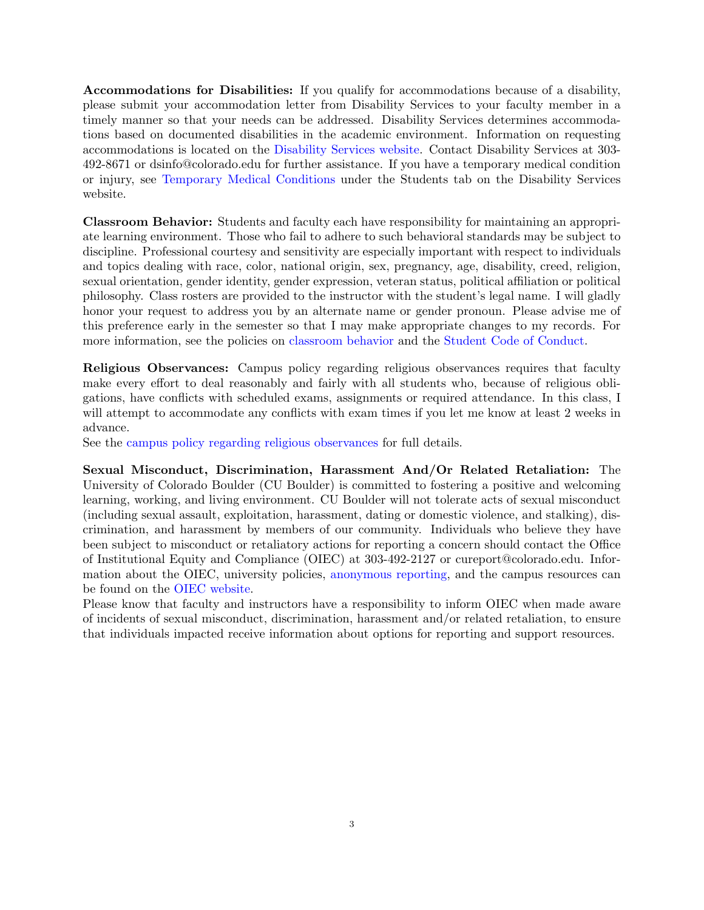**Accommodations for Disabilities:** If you qualify for accommodations because of a disability, please submit your accommodation letter from Disability Services to your faculty member in a timely manner so that your needs can be addressed. Disability Services determines accommodations based on documented disabilities in the academic environment. Information on requesting accommodations is located on the Disability Services website. Contact Disability Services at 303-492-8671 or dsinfo@colorado.edu for further assistance. If you have a temporary medical condition or injury, see Temporary Medical Conditions under the Students tab on the Disability Services website.

**Classroom Behavior:** Students and faculty each have responsibility for maintaining an appropriate learning environment. Those who fail to adhere to such behavioral standards may be subject to discipline. Professional courtesy and sensitivity are especially important with respect to individuals and topics dealing with race, color, national origin, sex, pregnancy, age, disability, creed, religion, sexual orientation, gender identity, gender expression, veteran status, political affiliation or political philosophy. Class rosters are provided to the instructor with the student's legal name. I will gladly honor your request to address you by an alternate name or gender pronoun. Please advise me of this preference early in the semester so that I may make appropriate changes to my records. For more information, see the policies on classroom behavior and the Student Code of Conduct.

**Religious Observances:** Campus policy regarding religious observances requires that faculty make every effort to deal reasonably and fairly with all students who, because of religious obligations, have conflicts with scheduled exams, assignments or required attendance. In this class, I will attempt to accommodate any conflicts with exam times if you let me know at least 2 weeks in advance.
See the campus policy regarding religious observances for full details.

**Sexual Misconduct, Discrimination, Harassment And/Or Related Retaliation:** The University of Colorado Boulder (CU Boulder) is committed to fostering a positive and welcoming learning, working, and living environment. CU Boulder will not tolerate acts of sexual misconduct (including sexual assault, exploitation, harassment, dating or domestic violence, and stalking), discrimination, and harassment by members of our community. Individuals who believe they have been subject to misconduct or retaliatory actions for reporting a concern should contact the Office of Institutional Equity and Compliance (OIEC) at 303-492-2127 or cureport@colorado.edu. Information about the OIEC, university policies, anonymous reporting, and the campus resources can be found on the OIEC website.
Please know that faculty and instructors have a responsibility to inform OIEC when made aware of incidents of sexual misconduct, discrimination, harassment and/or related retaliation, to ensure that individuals impacted receive information about options for reporting and support resources.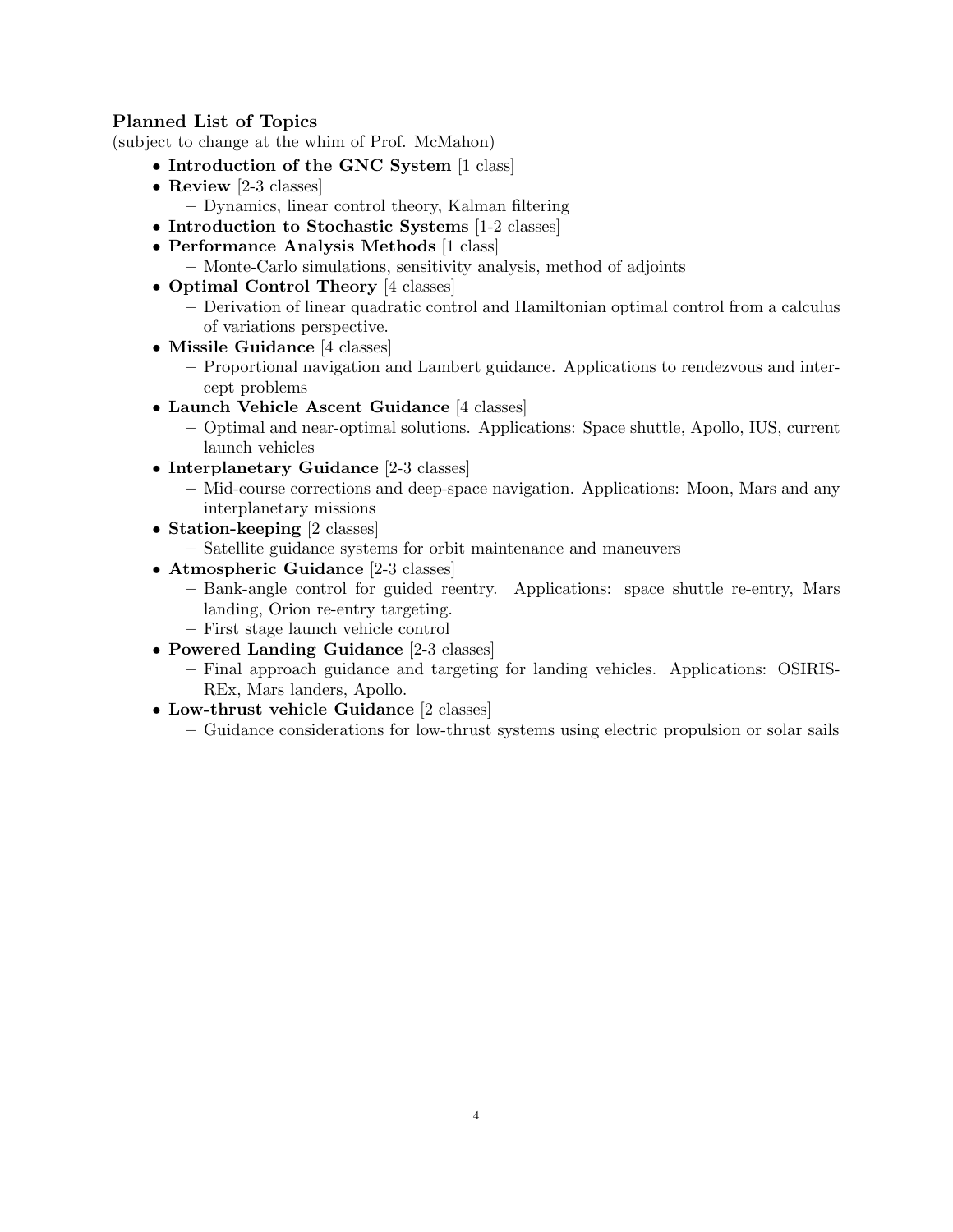**Planned List of Topics**
(subject to change at the whim of Prof. McMahon)

- **Introduction of the GNC System** [1 class]
- **Review** [2-3 classes]
  - Dynamics, linear control theory, Kalman filtering
- **Introduction to Stochastic Systems** [1-2 classes]
- **Performance Analysis Methods** [1 class]
  - Monte-Carlo simulations, sensitivity analysis, method of adjoints
- **Optimal Control Theory** [4 classes]
  - Derivation of linear quadratic control and Hamiltonian optimal control from a calculus of variations perspective.
- **Missile Guidance** [4 classes]
  - Proportional navigation and Lambert guidance. Applications to rendezvous and intercept problems
- **Launch Vehicle Ascent Guidance** [4 classes]
  - Optimal and near-optimal solutions. Applications: Space shuttle, Apollo, IUS, current launch vehicles
- **Interplanetary Guidance** [2-3 classes]
  - Mid-course corrections and deep-space navigation. Applications: Moon, Mars and any interplanetary missions
- **Station-keeping** [2 classes]
  - Satellite guidance systems for orbit maintenance and maneuvers
- **Atmospheric Guidance** [2-3 classes]
  - Bank-angle control for guided reentry. Applications: space shuttle re-entry, Mars landing, Orion re-entry targeting.
  - First stage launch vehicle control
- **Powered Landing Guidance** [2-3 classes]
  - Final approach guidance and targeting for landing vehicles. Applications: OSIRIS-REx, Mars landers, Apollo.
- **Low-thrust vehicle Guidance** [2 classes]
  - Guidance considerations for low-thrust systems using electric propulsion or solar sails